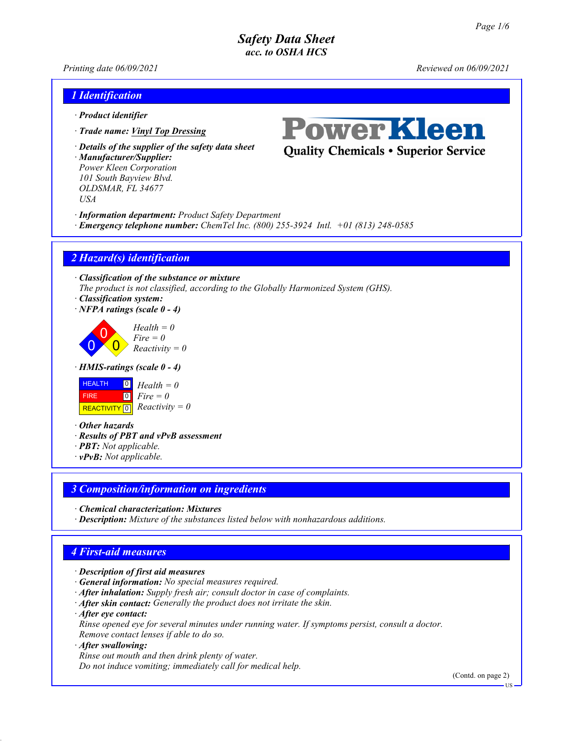# Safety Data Sheet
*acc. to OSHA HCS*

*Printing date 06/09/2021* *Reviewed on 06/09/2021*

## 1 Identification

· **Product identifier**

· **Trade name:** *Vinyl Top Dressing*

· **Details of the supplier of the safety data sheet**

· **Manufacturer/Supplier:**
Power Kleen Corporation
101 South Bayview Blvd.
OLDSMAR, FL 34677
USA

PowerKleen
Quality Chemicals • Superior Service

· **Information department:** Product Safety Department

· **Emergency telephone number:** ChemTel Inc. (800) 255-3924 Intl. +01 (813) 248-0585

## 2 Hazard(s) identification

· **Classification of the substance or mixture**
The product is not classified, according to the Globally Harmonized System (GHS).

· **Classification system:**

· **NFPA ratings (scale 0 - 4)**

Health = 0
Fire = 0
Reactivity = 0

· **HMIS-ratings (scale 0 - 4)**

| | | |
|---|---|---|
| HEALTH | 0 | Health = 0 |
| FIRE | 0 | Fire = 0 |
| REACTIVITY | 0 | Reactivity = 0 |

· **Other hazards**

· **Results of PBT and vPvB assessment**

· **PBT:** Not applicable.

· **vPvB:** Not applicable.

## 3 Composition/information on ingredients

· **Chemical characterization: Mixtures**

· **Description:** Mixture of the substances listed below with nonhazardous additions.

## 4 First-aid measures

· **Description of first aid measures**

· **General information:** No special measures required.

· **After inhalation:** Supply fresh air; consult doctor in case of complaints.

· **After skin contact:** Generally the product does not irritate the skin.

· **After eye contact:**
Rinse opened eye for several minutes under running water. If symptoms persist, consult a doctor.
Remove contact lenses if able to do so.

· **After swallowing:**
Rinse out mouth and then drink plenty of water.
Do not induce vomiting; immediately call for medical help.

(Contd. on page 2)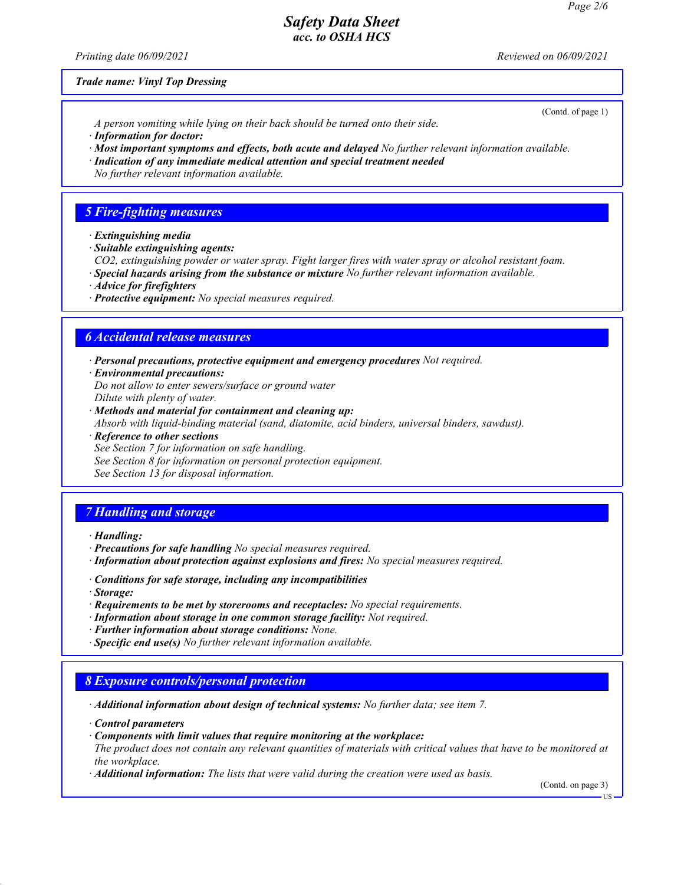**Trade name: Vinyl Top Dressing**

(Contd. of page 1)

A person vomiting while lying on their back should be turned onto their side.

· **Information for doctor:**

· **Most important symptoms and effects, both acute and delayed** No further relevant information available.

· **Indication of any immediate medical attention and special treatment needed**
No further relevant information available.

## 5 Fire-fighting measures

· **Extinguishing media**

· **Suitable extinguishing agents:**
$CO_2$, extinguishing powder or water spray. Fight larger fires with water spray or alcohol resistant foam.

· **Special hazards arising from the substance or mixture** No further relevant information available.

· **Advice for firefighters**

· **Protective equipment:** No special measures required.

## 6 Accidental release measures

· **Personal precautions, protective equipment and emergency procedures** Not required.

· **Environmental precautions:**
Do not allow to enter sewers/surface or ground water
Dilute with plenty of water.

· **Methods and material for containment and cleaning up:**
Absorb with liquid-binding material (sand, diatomite, acid binders, universal binders, sawdust).

· **Reference to other sections**
See Section 7 for information on safe handling.
See Section 8 for information on personal protection equipment.
See Section 13 for disposal information.

## 7 Handling and storage

· **Handling:**

· **Precautions for safe handling** No special measures required.

· **Information about protection against explosions and fires:** No special measures required.

· **Conditions for safe storage, including any incompatibilities**

· **Storage:**

· **Requirements to be met by storerooms and receptacles:** No special requirements.

· **Information about storage in one common storage facility:** Not required.

· **Further information about storage conditions:** None.

· **Specific end use(s)** No further relevant information available.

## 8 Exposure controls/personal protection

· **Additional information about design of technical systems:** No further data; see item 7.

· **Control parameters**

· **Components with limit values that require monitoring at the workplace:**
The product does not contain any relevant quantities of materials with critical values that have to be monitored at the workplace.

· **Additional information:** The lists that were valid during the creation were used as basis.

(Contd. on page 3)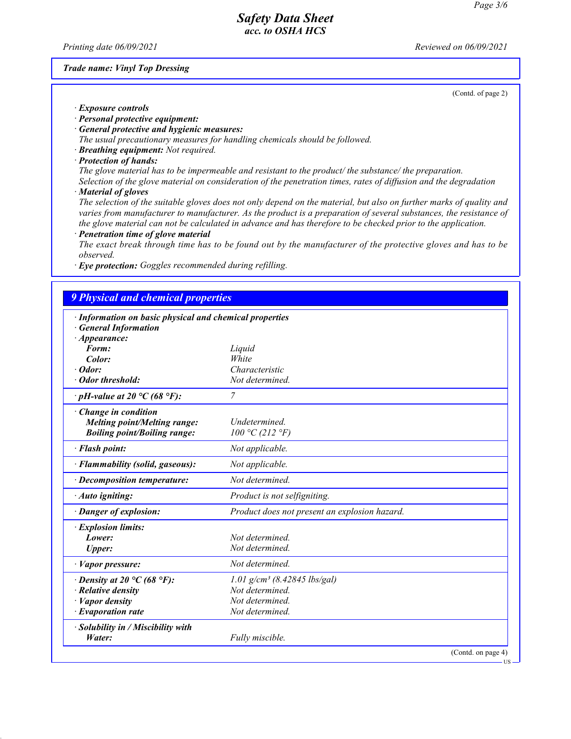**Trade name: Vinyl Top Dressing**

(Contd. of page 2)

· **Exposure controls**
· **Personal protective equipment:**
· **General protective and hygienic measures:**
The usual precautionary measures for handling chemicals should be followed.
· **Breathing equipment:** Not required.
· **Protection of hands:**
The glove material has to be impermeable and resistant to the product/ the substance/ the preparation.
Selection of the glove material on consideration of the penetration times, rates of diffusion and the degradation
· **Material of gloves**
The selection of the suitable gloves does not only depend on the material, but also on further marks of quality and varies from manufacturer to manufacturer. As the product is a preparation of several substances, the resistance of the glove material can not be calculated in advance and has therefore to be checked prior to the application.
· **Penetration time of glove material**
The exact break through time has to be found out by the manufacturer of the protective gloves and has to be observed.
· **Eye protection:** Goggles recommended during refilling.

## 9 Physical and chemical properties

| | |
|---|---|
| · **Information on basic physical and chemical properties** | |
| · **General Information** | |
| · **Appearance:** | |
| **Form:** | Liquid |
| **Color:** | White |
| · **Odor:** | Characteristic |
| · **Odor threshold:** | Not determined. |
| · **pH-value at 20 °C (68 °F):** | 7 |
| · **Change in condition** | |
| **Melting point/Melting range:** | Undetermined. |
| **Boiling point/Boiling range:** | 100 °C (212 °F) |
| · **Flash point:** | Not applicable. |
| · **Flammability (solid, gaseous):** | Not applicable. |
| · **Decomposition temperature:** | Not determined. |
| · **Auto igniting:** | Product is not selfigniting. |
| · **Danger of explosion:** | Product does not present an explosion hazard. |
| · **Explosion limits:** | |
| **Lower:** | Not determined. |
| **Upper:** | Not determined. |
| · **Vapor pressure:** | Not determined. |
| · **Density at 20 °C (68 °F):** | 1.01 g/cm³ (8.42845 lbs/gal) |
| · **Relative density** | Not determined. |
| · **Vapor density** | Not determined. |
| · **Evaporation rate** | Not determined. |
| · **Solubility in / Miscibility with** | |
| **Water:** | Fully miscible. |

(Contd. on page 4)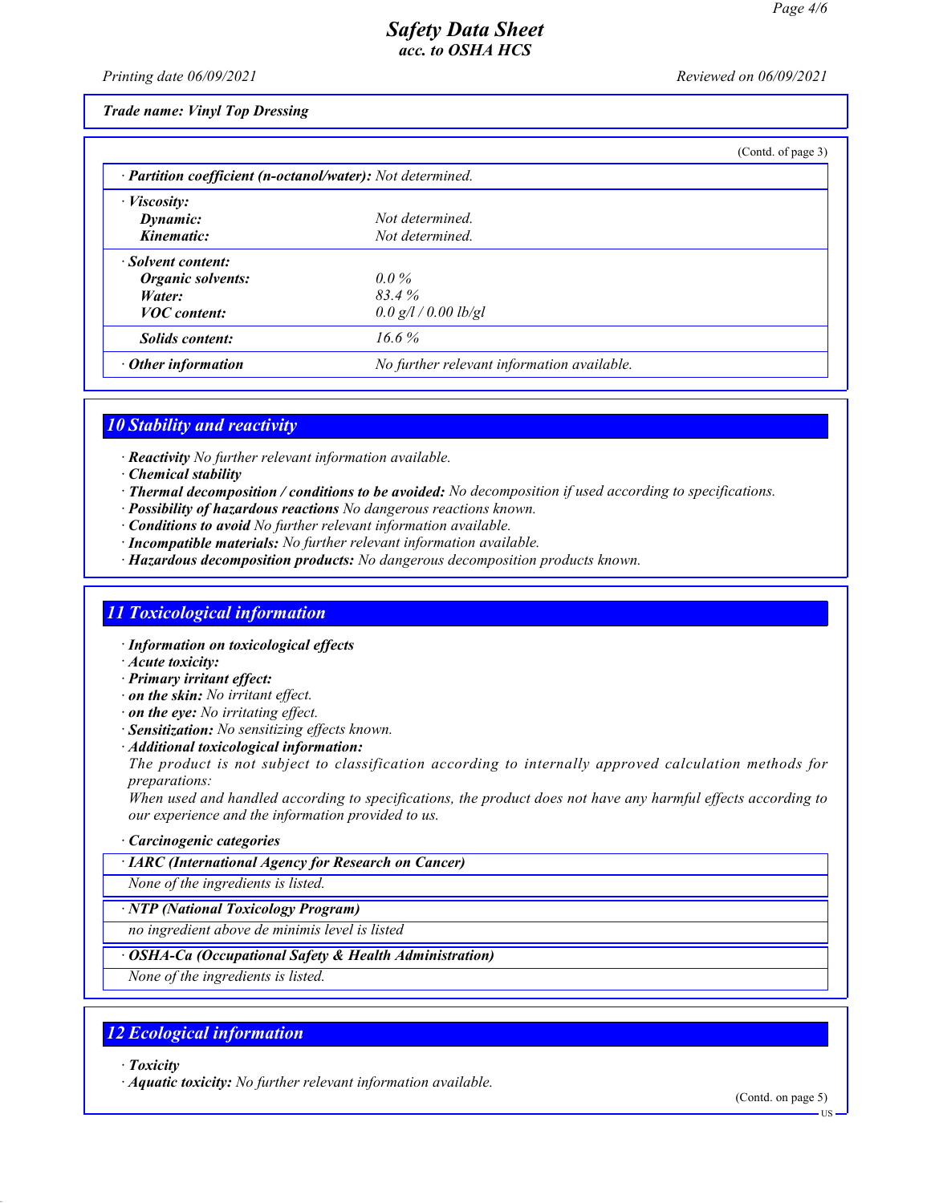**Trade name: Vinyl Top Dressing**

(Contd. of page 3)

| | |
|---|---|
| · **Partition coefficient (n-octanol/water):** Not determined. | |
| · **Viscosity:** | |
| **Dynamic:** | Not determined. |
| **Kinematic:** | Not determined. |
| · **Solvent content:** | |
| **Organic solvents:** | 0.0 % |
| **Water:** | 83.4 % |
| **VOC content:** | 0.0 g/l / 0.00 lb/gl |
| **Solids content:** | 16.6 % |
| · **Other information** | No further relevant information available. |

## 10 Stability and reactivity

· **Reactivity** No further relevant information available.
· **Chemical stability**
· **Thermal decomposition / conditions to be avoided:** No decomposition if used according to specifications.
· **Possibility of hazardous reactions** No dangerous reactions known.
· **Conditions to avoid** No further relevant information available.
· **Incompatible materials:** No further relevant information available.
· **Hazardous decomposition products:** No dangerous decomposition products known.

## 11 Toxicological information

· **Information on toxicological effects**
· **Acute toxicity:**
· **Primary irritant effect:**
· **on the skin:** No irritant effect.
· **on the eye:** No irritating effect.
· **Sensitization:** No sensitizing effects known.
· **Additional toxicological information:**
The product is not subject to classification according to internally approved calculation methods for preparations:
When used and handled according to specifications, the product does not have any harmful effects according to our experience and the information provided to us.

· **Carcinogenic categories**

| · **IARC (International Agency for Research on Cancer)** |
|---|
| None of the ingredients is listed. |

| · **NTP (National Toxicology Program)** |
|---|
| no ingredient above de minimis level is listed |

| · **OSHA-Ca (Occupational Safety & Health Administration)** |
|---|
| None of the ingredients is listed. |

## 12 Ecological information

· **Toxicity**
· **Aquatic toxicity:** No further relevant information available.

(Contd. on page 5)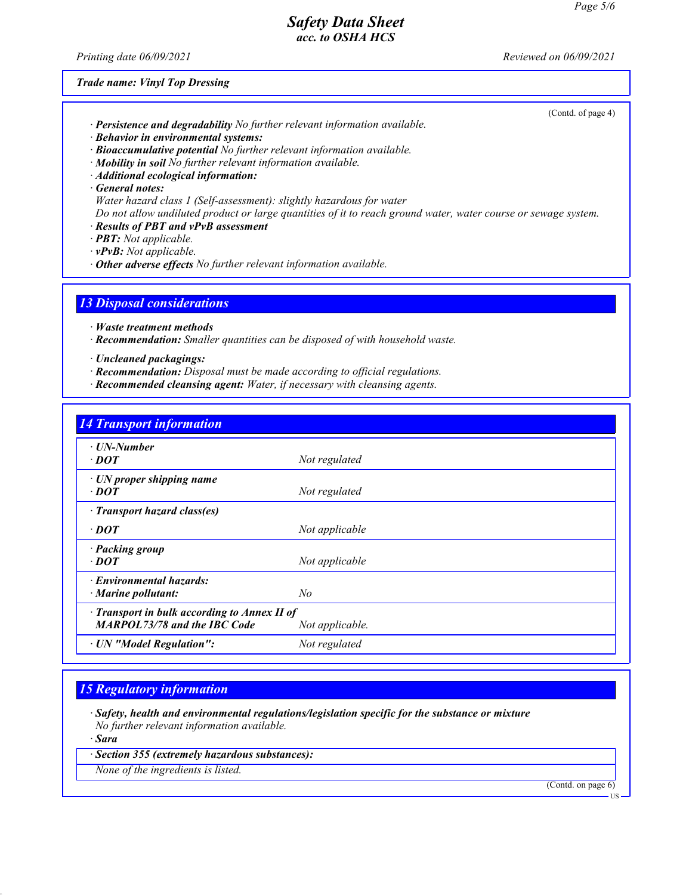**Trade name: Vinyl Top Dressing**

(Contd. of page 4)

· **Persistence and degradability** No further relevant information available.
· **Behavior in environmental systems:**
· **Bioaccumulative potential** No further relevant information available.
· **Mobility in soil** No further relevant information available.
· **Additional ecological information:**
· **General notes:**
Water hazard class 1 (Self-assessment): slightly hazardous for water
Do not allow undiluted product or large quantities of it to reach ground water, water course or sewage system.
· **Results of PBT and vPvB assessment**
· **PBT:** Not applicable.
· **vPvB:** Not applicable.
· **Other adverse effects** No further relevant information available.

## 13 Disposal considerations

· **Waste treatment methods**
· **Recommendation:** Smaller quantities can be disposed of with household waste.

· **Uncleaned packagings:**
· **Recommendation:** Disposal must be made according to official regulations.
· **Recommended cleansing agent:** Water, if necessary with cleansing agents.

## 14 Transport information

| | |
|---|---|
| · **UN-Number**<br>· **DOT** | Not regulated |
| · **UN proper shipping name**<br>· **DOT** | Not regulated |
| · **Transport hazard class(es)**<br>· **DOT** | Not applicable |
| · **Packing group**<br>· **DOT** | Not applicable |
| · **Environmental hazards:**<br>· **Marine pollutant:** | No |
| · **Transport in bulk according to Annex II of MARPOL73/78 and the IBC Code** | Not applicable. |
| · **UN "Model Regulation":** | Not regulated |

## 15 Regulatory information

· **Safety, health and environmental regulations/legislation specific for the substance or mixture**
No further relevant information available.
· **Sara**

· **Section 355 (extremely hazardous substances):**
None of the ingredients is listed.

(Contd. on page 6)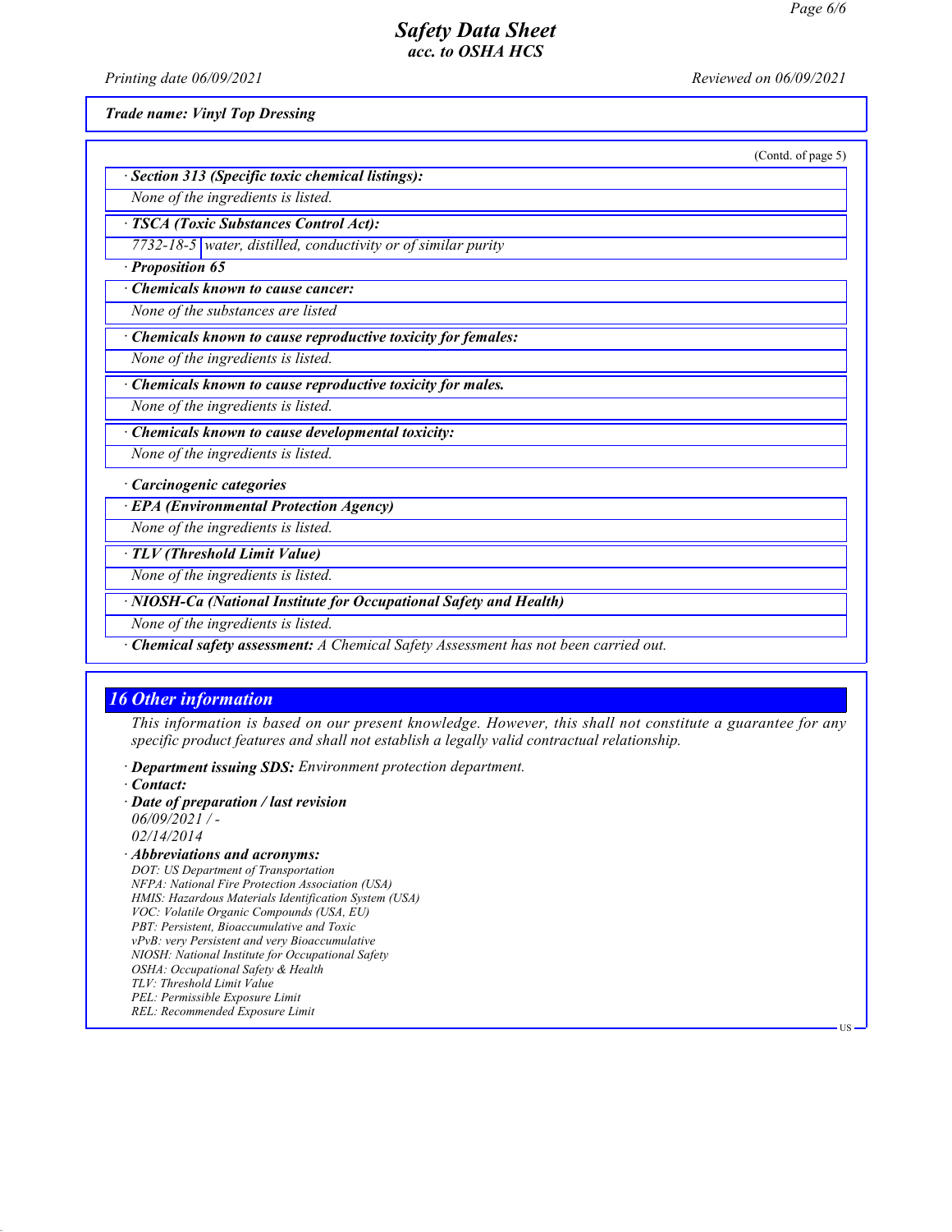*Trade name: Vinyl Top Dressing*

(Contd. of page 5)

· ***Section 313 (Specific toxic chemical listings):***

*None of the ingredients is listed.*

· ***TSCA (Toxic Substances Control Act):***

| | |
|---|---|
| *7732-18-5* | *water, distilled, conductivity or of similar purity* |

· ***Proposition 65***

· ***Chemicals known to cause cancer:***

*None of the substances are listed*

· ***Chemicals known to cause reproductive toxicity for females:***

*None of the ingredients is listed.*

· ***Chemicals known to cause reproductive toxicity for males.***

*None of the ingredients is listed.*

· ***Chemicals known to cause developmental toxicity:***

*None of the ingredients is listed.*

· ***Carcinogenic categories***

· ***EPA (Environmental Protection Agency)***

*None of the ingredients is listed.*

· ***TLV (Threshold Limit Value)***

*None of the ingredients is listed.*

· ***NIOSH-Ca (National Institute for Occupational Safety and Health)***

*None of the ingredients is listed.*

· ***Chemical safety assessment:*** *A Chemical Safety Assessment has not been carried out.*

## *16 Other information*

*This information is based on our present knowledge. However, this shall not constitute a guarantee for any specific product features and shall not establish a legally valid contractual relationship.*

· ***Department issuing SDS:*** *Environment protection department.*

· ***Contact:***

· ***Date of preparation / last revision***
*06/09/2021 / -*
*02/14/2014*

· ***Abbreviations and acronyms:***
*DOT: US Department of Transportation*
*NFPA: National Fire Protection Association (USA)*
*HMIS: Hazardous Materials Identification System (USA)*
*VOC: Volatile Organic Compounds (USA, EU)*
*PBT: Persistent, Bioaccumulative and Toxic*
*vPvB: very Persistent and very Bioaccumulative*
*NIOSH: National Institute for Occupational Safety*
*OSHA: Occupational Safety & Health*
*TLV: Threshold Limit Value*
*PEL: Permissible Exposure Limit*
*REL: Recommended Exposure Limit*